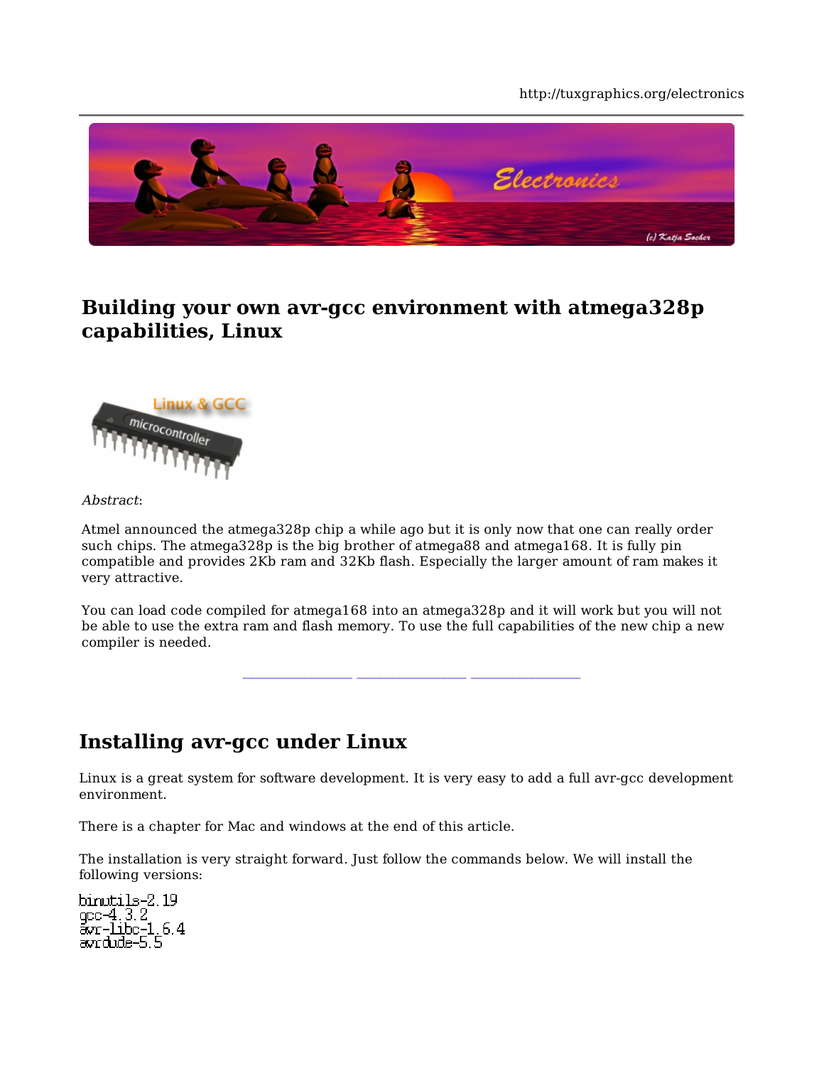# Building your own avr-gcc environment with atmega328p capabilities, Linux

*Abstract*:

Atmel announced the atmega328p chip a while ago but it is only now that one can really order such chips. The atmega328p is the big brother of atmega88 and atmega168. It is fully pin compatible and provides 2Kb ram and 32Kb flash. Especially the larger amount of ram makes it very attractive.

You can load code compiled for atmega168 into an atmega328p and it will work but you will not be able to use the extra ram and flash memory. To use the full capabilities of the new chip a new compiler is needed.

## Installing avr-gcc under Linux

Linux is a great system for software development. It is very easy to add a full avr-gcc development environment.

There is a chapter for Mac and windows at the end of this article.

The installation is very straight forward. Just follow the commands below. We will install the following versions:

```
binutils-2.19
gcc-4.3.2
avr-libc-1.6.4
avrdude-5.5
```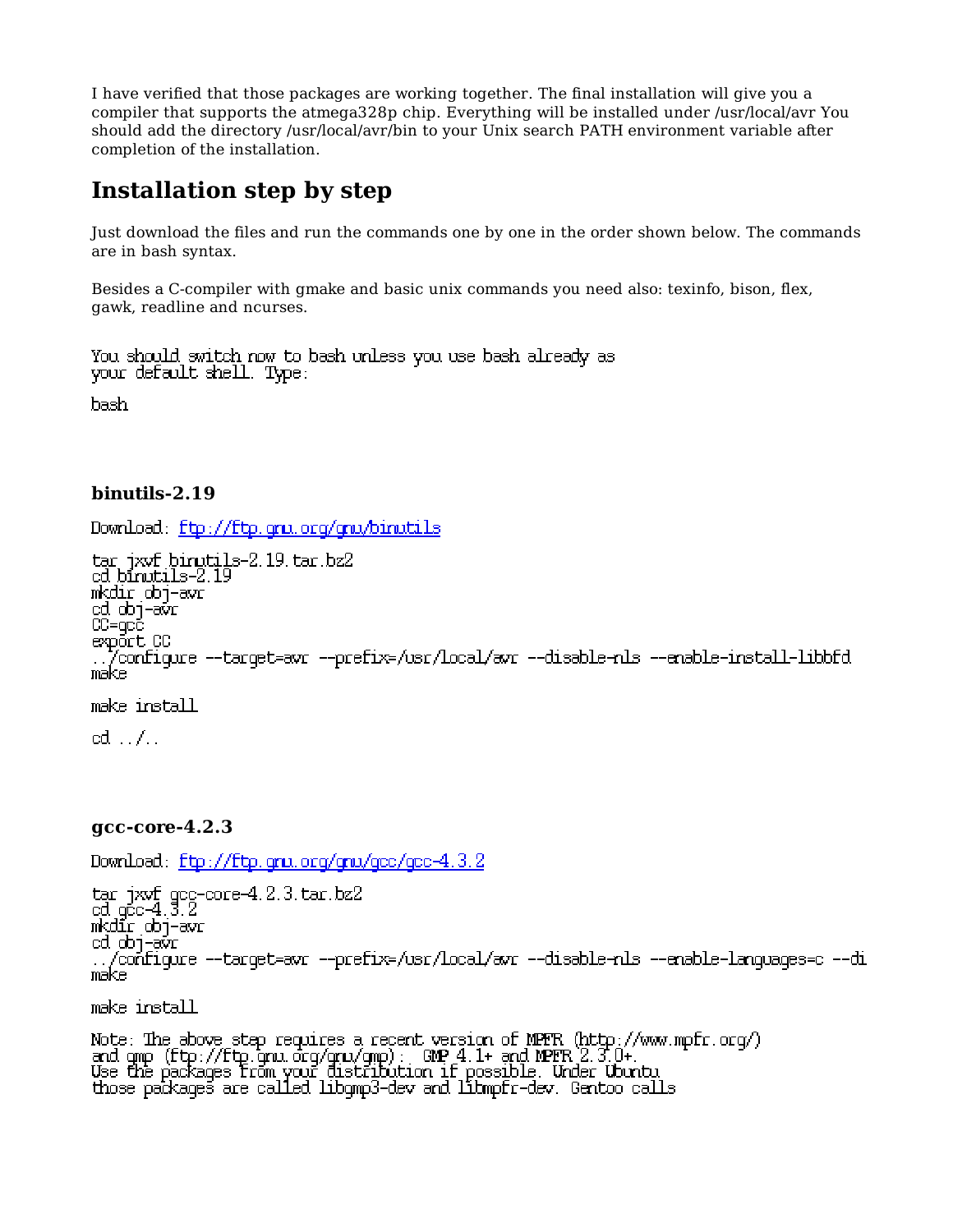I have verified that those packages are working together. The final installation will give you a compiler that supports the atmega328p chip. Everything will be installed under /usr/local/avr You should add the directory /usr/local/avr/bin to your Unix search PATH environment variable after completion of the installation.

## Installation step by step

Just download the files and run the commands one by one in the order shown below. The commands are in bash syntax.

Besides a C-compiler with gmake and basic unix commands you need also: texinfo, bison, flex, gawk, readline and ncurses.

```
You should switch now to bash unless you use bash already as
your default shell. Type:

bash
```

### binutils-2.19

Download: [ftp://ftp.gnu.org/gnu/binutils](ftp://ftp.gnu.org/gnu/binutils)

```
tar jxvf binutils-2.19.tar.bz2
cd binutils-2.19
mkdir obj-avr
cd obj-avr
CC=gcc
export CC
../configure --target=avr --prefix=/usr/local/avr --disable-nls --enable-install-libbfd
make

make install

cd ../..
```

### gcc-core-4.2.3

Download: [ftp://ftp.gnu.org/gnu/gcc/gcc-4.3.2](ftp://ftp.gnu.org/gnu/gcc/gcc-4.3.2)

```
tar jxvf gcc-core-4.2.3.tar.bz2
cd gcc-4.3.2
mkdir obj-avr
cd obj-avr
../configure --target=avr --prefix=/usr/local/avr --disable-nls --enable-languages=c --di
make

make install

Note: The above step requires a recent version of MPFR (http://www.mpfr.org/)
and gmp (ftp://ftp.gnu.org/gnu/gmp):  GMP 4.1+ and MPFR 2.3.0+.
Use the packages from your distribution if possible. Under Ubuntu
those packages are called libgmp3-dev and libmpfr-dev. Gentoo calls
```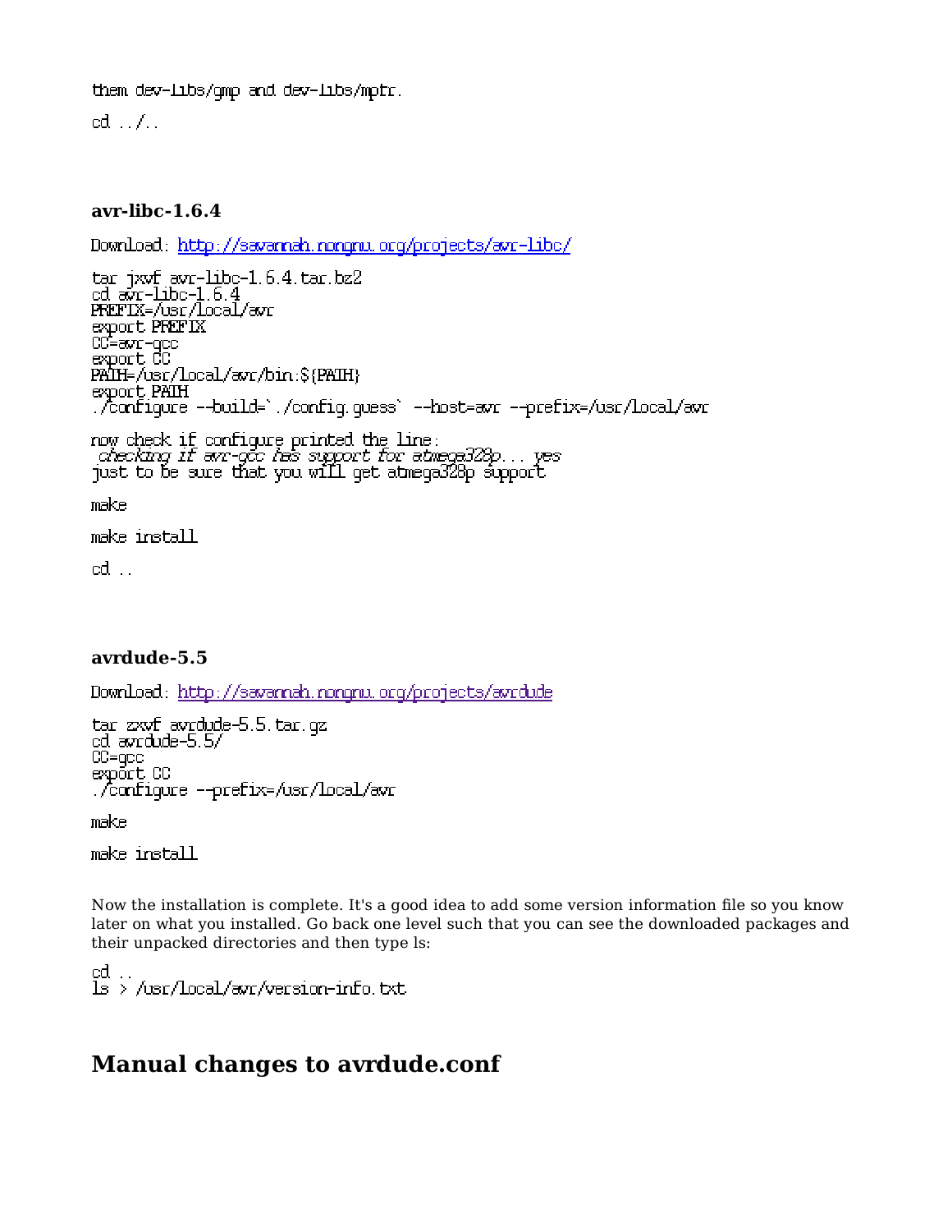```
them dev-libs/gmp and dev-libs/mpfr.
```

```
cd ../..
```

### avr-libc-1.6.4

Download: [http://savannah.nongnu.org/projects/avr-libc/](http://savannah.nongnu.org/projects/avr-libc/)

```
tar jxvf avr-libc-1.6.4.tar.bz2
cd avr-libc-1.6.4
PREFIX=/usr/local/avr
export PREFIX
CC=avr-gcc
export CC
PATH=/usr/local/avr/bin:${PATH}
export PATH
./configure --build=`./config.guess` --host=avr --prefix=/usr/local/avr
```

```
now check if configure printed the line:
 checking if avr-gcc has support for atmega328p... yes
just to be sure that you will get atmega328p support
```

```
make
```

```
make install
```

```
cd ..
```

### avrdude-5.5

Download: [http://savannah.nongnu.org/projects/avrdude](http://savannah.nongnu.org/projects/avrdude)

```
tar zxvf avrdude-5.5.tar.gz
cd avrdude-5.5/
CC=gcc
export CC
./configure --prefix=/usr/local/avr
```

```
make
```

```
make install
```

Now the installation is complete. It's a good idea to add some version information file so you know later on what you installed. Go back one level such that you can see the downloaded packages and their unpacked directories and then type ls:

```
cd ..
ls > /usr/local/avr/version-info.txt
```

## Manual changes to avrdude.conf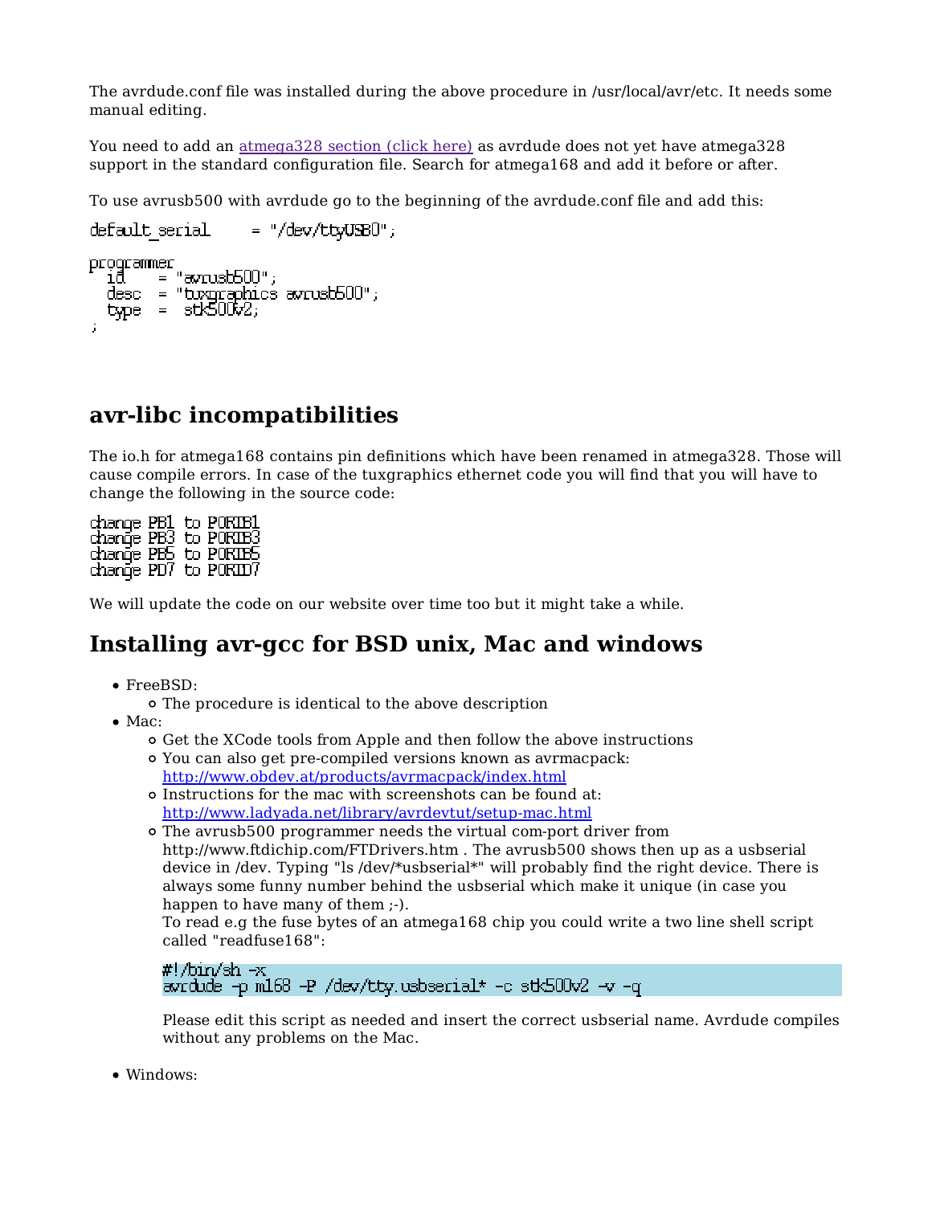The avrdude.conf file was installed during the above procedure in /usr/local/avr/etc. It needs some manual editing.

You need to add an [atmega328 section (click here)](#) as avrdude does not yet have atmega328 support in the standard configuration file. Search for atmega168 and add it before or after.

To use avrusb500 with avrdude go to the beginning of the avrdude.conf file and add this:

```
default_serial     = "/dev/ttyUSB0";

programmer
  id    = "avrusb500";
  desc  = "tuxgraphics avrusb500";
  type  =  stk500v2;
;
```

## avr-libc incompatibilities

The io.h for atmega168 contains pin definitions which have been renamed in atmega328. Those will cause compile errors. In case of the tuxgraphics ethernet code you will find that you will have to change the following in the source code:

```
change PB1 to PORTB1
change PB3 to PORTB3
change PB5 to PORTB5
change PD7 to PORTD7
```

We will update the code on our website over time too but it might take a while.

## Installing avr-gcc for BSD unix, Mac and windows

- FreeBSD:
  - The procedure is identical to the above description
- Mac:
  - Get the XCode tools from Apple and then follow the above instructions
  - You can also get pre-compiled versions known as avrmacpack: http://www.obdev.at/products/avrmacpack/index.html
  - Instructions for the mac with screenshots can be found at: http://www.ladyada.net/library/avrdevtut/setup-mac.html
  - The avrusb500 programmer needs the virtual com-port driver from http://www.ftdichip.com/FTDrivers.htm . The avrusb500 shows then up as a usbserial device in /dev. Typing "ls /dev/*usbserial*" will probably find the right device. There is always some funny number behind the usbserial which make it unique (in case you happen to have many of them ;-).
    To read e.g the fuse bytes of an atmega168 chip you could write a two line shell script called "readfuse168":

    ```
    #!/bin/sh -x
    avrdude -p m168 -P /dev/tty.usbserial* -c stk500v2 -v -q
    ```

    Please edit this script as needed and insert the correct usbserial name. Avrdude compiles without any problems on the Mac.
- Windows: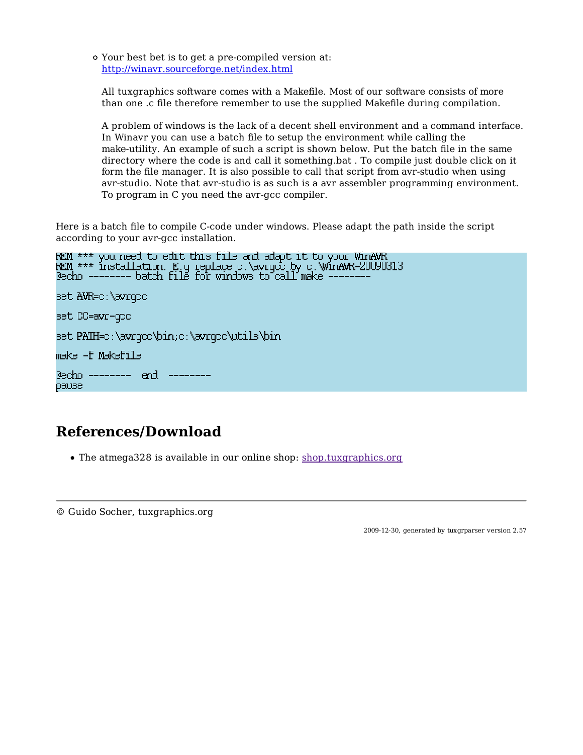- Your best bet is to get a pre-compiled version at: [http://winavr.sourceforge.net/index.html](http://winavr.sourceforge.net/index.html)

  All tuxgraphics software comes with a Makefile. Most of our software consists of more than one .c file therefore remember to use the supplied Makefile during compilation.

  A problem of windows is the lack of a decent shell environment and a command interface. In Winavr you can use a batch file to setup the environment while calling the make-utility. An example of such a script is shown below. Put the batch file in the same directory where the code is and call it something.bat . To compile just double click on it form the file manager. It is also possible to call that script from avr-studio when using avr-studio. Note that avr-studio is as such is a avr assembler programming environment. To program in C you need the avr-gcc compiler.

Here is a batch file to compile C-code under windows. Please adapt the path inside the script according to your avr-gcc installation.

```
REM *** you need to edit this file and adapt it to your WinAVR
REM *** installation. E.g replace c:\avrgcc by c:\WinAVR-20090313
@echo -------- batch file for windows to call make --------

set AVR=c:\avrgcc

set CC=avr-gcc

set PATH=c:\avrgcc\bin;c:\avrgcc\utils\bin

make -f Makefile

@echo --------  end  --------
pause
```

## References/Download

- The atmega328 is available in our online shop: [shop.tuxgraphics.org](shop.tuxgraphics.org)

---

© Guido Socher, tuxgraphics.org

2009-12-30, generated by tuxgrparser version 2.57